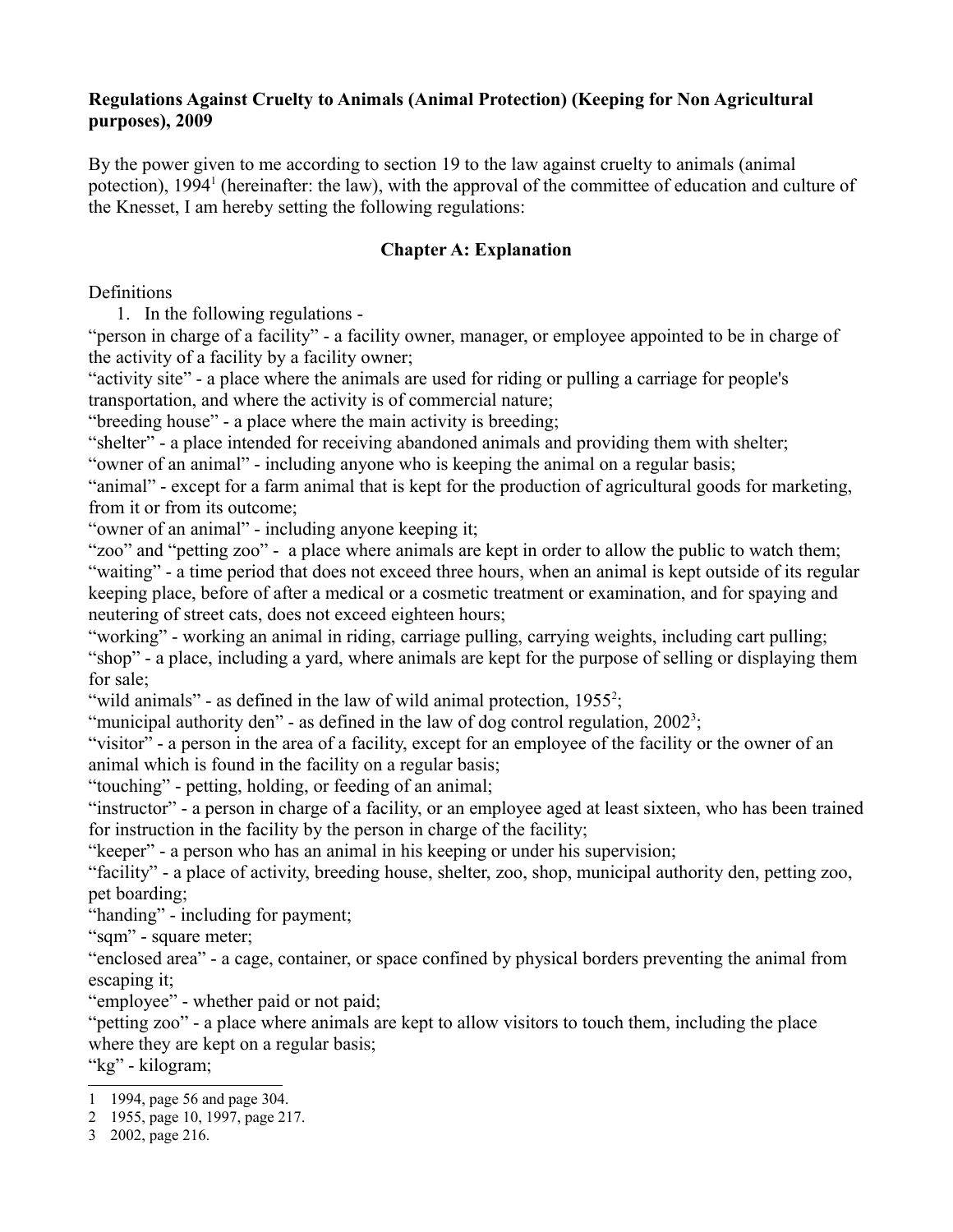**Regulations Against Cruelty to Animals (Animal Protection) (Keeping for Non Agricultural purposes), 2009**

By the power given to me according to section 19 to the law against cruelty to animals (animal potection), 1994[1] (hereinafter: the law), with the approval of the committee of education and culture of the Knesset, I am hereby setting the following regulations:

## Chapter A: Explanation

Definitions

1. In the following regulations -

"person in charge of a facility" - a facility owner, manager, or employee appointed to be in charge of the activity of a facility by a facility owner;

"activity site" - a place where the animals are used for riding or pulling a carriage for people's transportation, and where the activity is of commercial nature;

"breeding house" - a place where the main activity is breeding;

"shelter" - a place intended for receiving abandoned animals and providing them with shelter;

"owner of an animal" - including anyone who is keeping the animal on a regular basis;

"animal" - except for a farm animal that is kept for the production of agricultural goods for marketing, from it or from its outcome;

"owner of an animal" - including anyone keeping it;

"zoo" and "petting zoo" - a place where animals are kept in order to allow the public to watch them;

"waiting" - a time period that does not exceed three hours, when an animal is kept outside of its regular keeping place, before of after a medical or a cosmetic treatment or examination, and for spaying and neutering of street cats, does not exceed eighteen hours;

"working" - working an animal in riding, carriage pulling, carrying weights, including cart pulling;

"shop" - a place, including a yard, where animals are kept for the purpose of selling or displaying them for sale;

"wild animals" - as defined in the law of wild animal protection, 1955[2];

"municipal authority den" - as defined in the law of dog control regulation, 2002[3];

"visitor" - a person in the area of a facility, except for an employee of the facility or the owner of an animal which is found in the facility on a regular basis;

"touching" - petting, holding, or feeding of an animal;

"instructor" - a person in charge of a facility, or an employee aged at least sixteen, who has been trained for instruction in the facility by the person in charge of the facility;

"keeper" - a person who has an animal in his keeping or under his supervision;

"facility" - a place of activity, breeding house, shelter, zoo, shop, municipal authority den, petting zoo, pet boarding;

"handing" - including for payment;

"sqm" - square meter;

"enclosed area" - a cage, container, or space confined by physical borders preventing the animal from escaping it;

"employee" - whether paid or not paid;

"petting zoo" - a place where animals are kept to allow visitors to touch them, including the place where they are kept on a regular basis;

"kg" - kilogram;

---

1 1994, page 56 and page 304.

2 1955, page 10, 1997, page 217.

3 2002, page 216.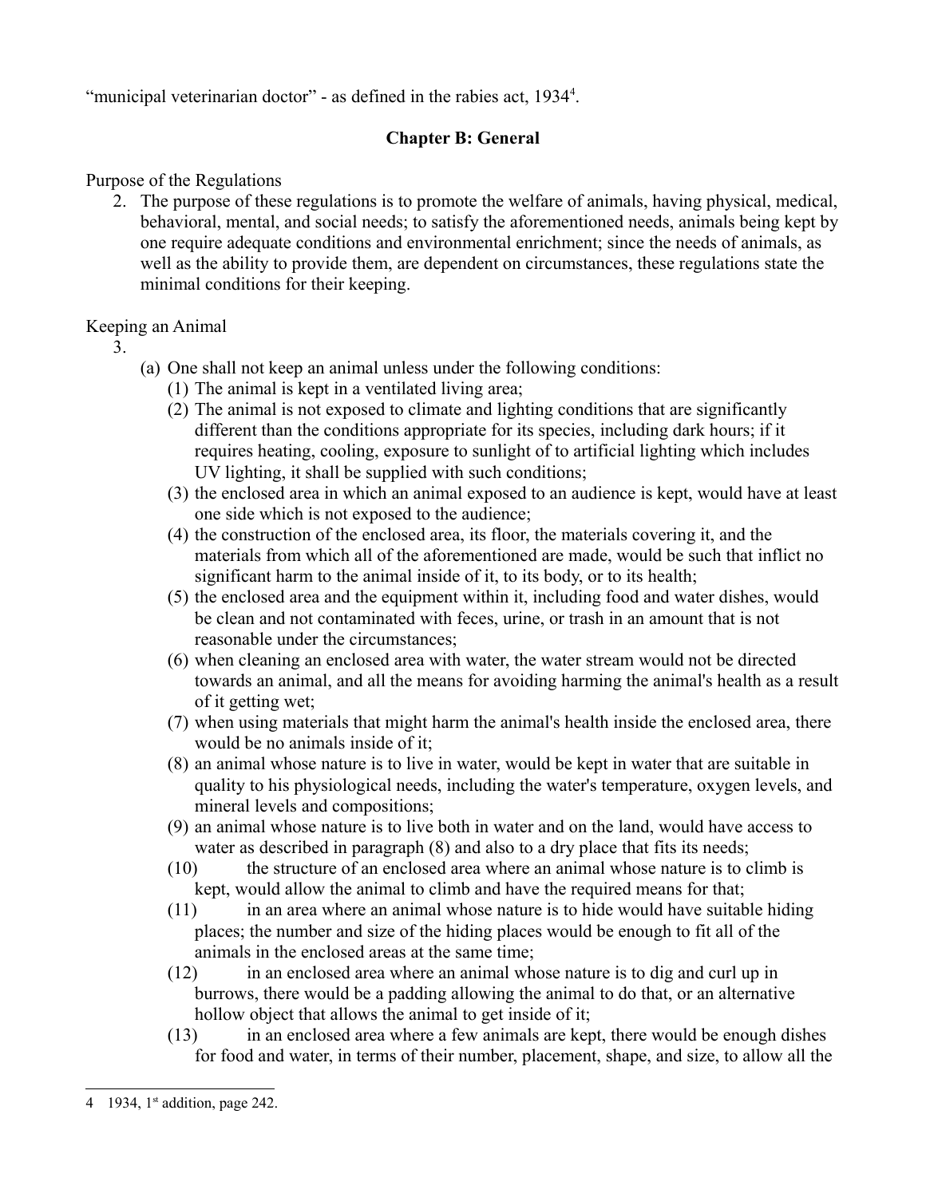"municipal veterinarian doctor" - as defined in the rabies act, 1934[4].

## Chapter B: General

Purpose of the Regulations

2. The purpose of these regulations is to promote the welfare of animals, having physical, medical, behavioral, mental, and social needs; to satisfy the aforementioned needs, animals being kept by one require adequate conditions and environmental enrichment; since the needs of animals, as well as the ability to provide them, are dependent on circumstances, these regulations state the minimal conditions for their keeping.

Keeping an Animal

3.
   (a) One shall not keep an animal unless under the following conditions:
      (1) The animal is kept in a ventilated living area;
      (2) The animal is not exposed to climate and lighting conditions that are significantly different than the conditions appropriate for its species, including dark hours; if it requires heating, cooling, exposure to sunlight of to artificial lighting which includes UV lighting, it shall be supplied with such conditions;
      (3) the enclosed area in which an animal exposed to an audience is kept, would have at least one side which is not exposed to the audience;
      (4) the construction of the enclosed area, its floor, the materials covering it, and the materials from which all of the aforementioned are made, would be such that inflict no significant harm to the animal inside of it, to its body, or to its health;
      (5) the enclosed area and the equipment within it, including food and water dishes, would be clean and not contaminated with feces, urine, or trash in an amount that is not reasonable under the circumstances;
      (6) when cleaning an enclosed area with water, the water stream would not be directed towards an animal, and all the means for avoiding harming the animal's health as a result of it getting wet;
      (7) when using materials that might harm the animal's health inside the enclosed area, there would be no animals inside of it;
      (8) an animal whose nature is to live in water, would be kept in water that are suitable in quality to his physiological needs, including the water's temperature, oxygen levels, and mineral levels and compositions;
      (9) an animal whose nature is to live both in water and on the land, would have access to water as described in paragraph (8) and also to a dry place that fits its needs;
      (10) the structure of an enclosed area where an animal whose nature is to climb is kept, would allow the animal to climb and have the required means for that;
      (11) in an area where an animal whose nature is to hide would have suitable hiding places; the number and size of the hiding places would be enough to fit all of the animals in the enclosed areas at the same time;
      (12) in an enclosed area where an animal whose nature is to dig and curl up in burrows, there would be a padding allowing the animal to do that, or an alternative hollow object that allows the animal to get inside of it;
      (13) in an enclosed area where a few animals are kept, there would be enough dishes for food and water, in terms of their number, placement, shape, and size, to allow all the

---

[4] 1934, 1st addition, page 242.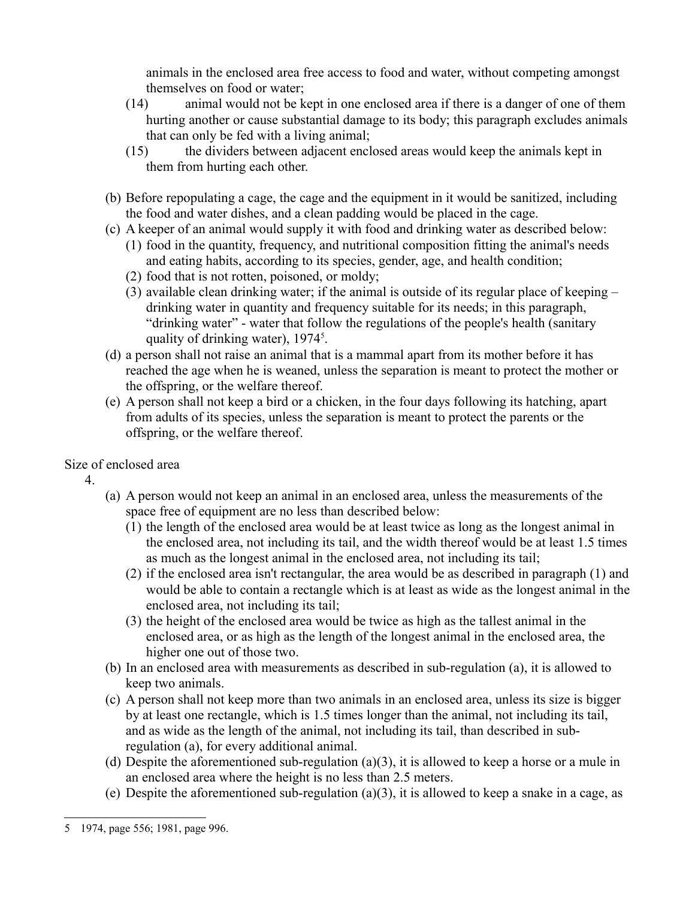animals in the enclosed area free access to food and water, without competing amongst themselves on food or water;

(14) animal would not be kept in one enclosed area if there is a danger of one of them hurting another or cause substantial damage to its body; this paragraph excludes animals that can only be fed with a living animal;

(15) the dividers between adjacent enclosed areas would keep the animals kept in them from hurting each other.

(b) Before repopulating a cage, the cage and the equipment in it would be sanitized, including the food and water dishes, and a clean padding would be placed in the cage.

(c) A keeper of an animal would supply it with food and drinking water as described below:

(1) food in the quantity, frequency, and nutritional composition fitting the animal's needs and eating habits, according to its species, gender, age, and health condition;

(2) food that is not rotten, poisoned, or moldy;

(3) available clean drinking water; if the animal is outside of its regular place of keeping – drinking water in quantity and frequency suitable for its needs; in this paragraph, "drinking water" - water that follow the regulations of the people's health (sanitary quality of drinking water), 1974[5].

(d) a person shall not raise an animal that is a mammal apart from its mother before it has reached the age when he is weaned, unless the separation is meant to protect the mother or the offspring, or the welfare thereof.

(e) A person shall not keep a bird or a chicken, in the four days following its hatching, apart from adults of its species, unless the separation is meant to protect the parents or the offspring, or the welfare thereof.

Size of enclosed area

4.

(a) A person would not keep an animal in an enclosed area, unless the measurements of the space free of equipment are no less than described below:

(1) the length of the enclosed area would be at least twice as long as the longest animal in the enclosed area, not including its tail, and the width thereof would be at least 1.5 times as much as the longest animal in the enclosed area, not including its tail;

(2) if the enclosed area isn't rectangular, the area would be as described in paragraph (1) and would be able to contain a rectangle which is at least as wide as the longest animal in the enclosed area, not including its tail;

(3) the height of the enclosed area would be twice as high as the tallest animal in the enclosed area, or as high as the length of the longest animal in the enclosed area, the higher one out of those two.

(b) In an enclosed area with measurements as described in sub-regulation (a), it is allowed to keep two animals.

(c) A person shall not keep more than two animals in an enclosed area, unless its size is bigger by at least one rectangle, which is 1.5 times longer than the animal, not including its tail, and as wide as the length of the animal, not including its tail, than described in sub-regulation (a), for every additional animal.

(d) Despite the aforementioned sub-regulation (a)(3), it is allowed to keep a horse or a mule in an enclosed area where the height is no less than 2.5 meters.

(e) Despite the aforementioned sub-regulation (a)(3), it is allowed to keep a snake in a cage, as

---

5 1974, page 556; 1981, page 996.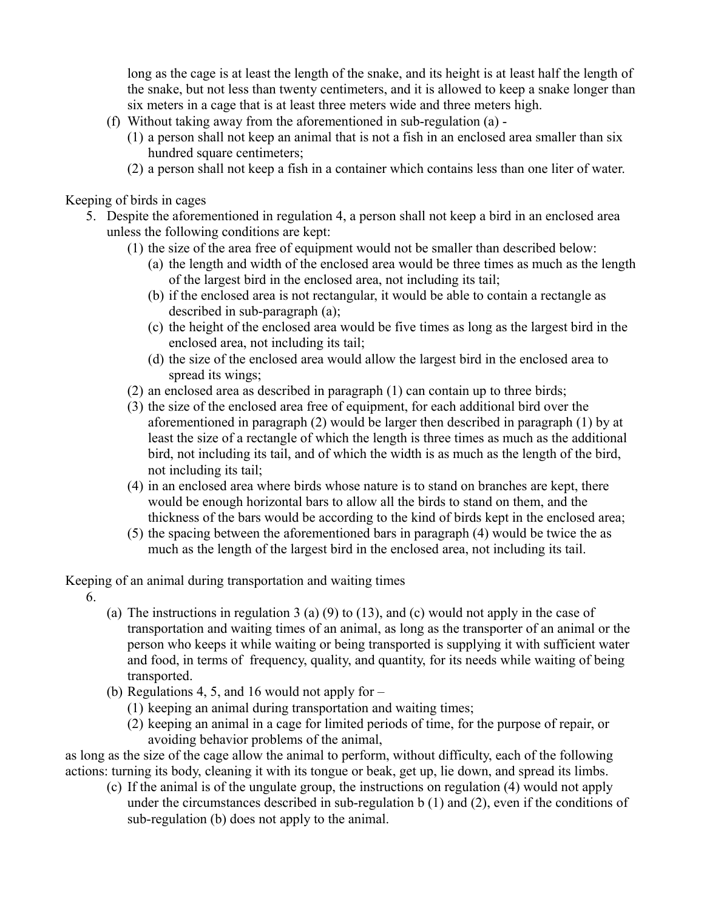long as the cage is at least the length of the snake, and its height is at least half the length of the snake, but not less than twenty centimeters, and it is allowed to keep a snake longer than six meters in a cage that is at least three meters wide and three meters high.

(f) Without taking away from the aforementioned in sub-regulation (a) -
   (1) a person shall not keep an animal that is not a fish in an enclosed area smaller than six hundred square centimeters;
   (2) a person shall not keep a fish in a container which contains less than one liter of water.

Keeping of birds in cages

5. Despite the aforementioned in regulation 4, a person shall not keep a bird in an enclosed area unless the following conditions are kept:
   (1) the size of the area free of equipment would not be smaller than described below:
      (a) the length and width of the enclosed area would be three times as much as the length of the largest bird in the enclosed area, not including its tail;
      (b) if the enclosed area is not rectangular, it would be able to contain a rectangle as described in sub-paragraph (a);
      (c) the height of the enclosed area would be five times as long as the largest bird in the enclosed area, not including its tail;
      (d) the size of the enclosed area would allow the largest bird in the enclosed area to spread its wings;
   (2) an enclosed area as described in paragraph (1) can contain up to three birds;
   (3) the size of the enclosed area free of equipment, for each additional bird over the aforementioned in paragraph (2) would be larger then described in paragraph (1) by at least the size of a rectangle of which the length is three times as much as the additional bird, not including its tail, and of which the width is as much as the length of the bird, not including its tail;
   (4) in an enclosed area where birds whose nature is to stand on branches are kept, there would be enough horizontal bars to allow all the birds to stand on them, and the thickness of the bars would be according to the kind of birds kept in the enclosed area;
   (5) the spacing between the aforementioned bars in paragraph (4) would be twice the as much as the length of the largest bird in the enclosed area, not including its tail.

Keeping of an animal during transportation and waiting times

6.
   (a) The instructions in regulation 3 (a) (9) to (13), and (c) would not apply in the case of transportation and waiting times of an animal, as long as the transporter of an animal or the person who keeps it while waiting or being transported is supplying it with sufficient water and food, in terms of frequency, quality, and quantity, for its needs while waiting of being transported.
   (b) Regulations 4, 5, and 16 would not apply for –
      (1) keeping an animal during transportation and waiting times;
      (2) keeping an animal in a cage for limited periods of time, for the purpose of repair, or avoiding behavior problems of the animal,

as long as the size of the cage allow the animal to perform, without difficulty, each of the following actions: turning its body, cleaning it with its tongue or beak, get up, lie down, and spread its limbs.

   (c) If the animal is of the ungulate group, the instructions on regulation (4) would not apply under the circumstances described in sub-regulation b (1) and (2), even if the conditions of sub-regulation (b) does not apply to the animal.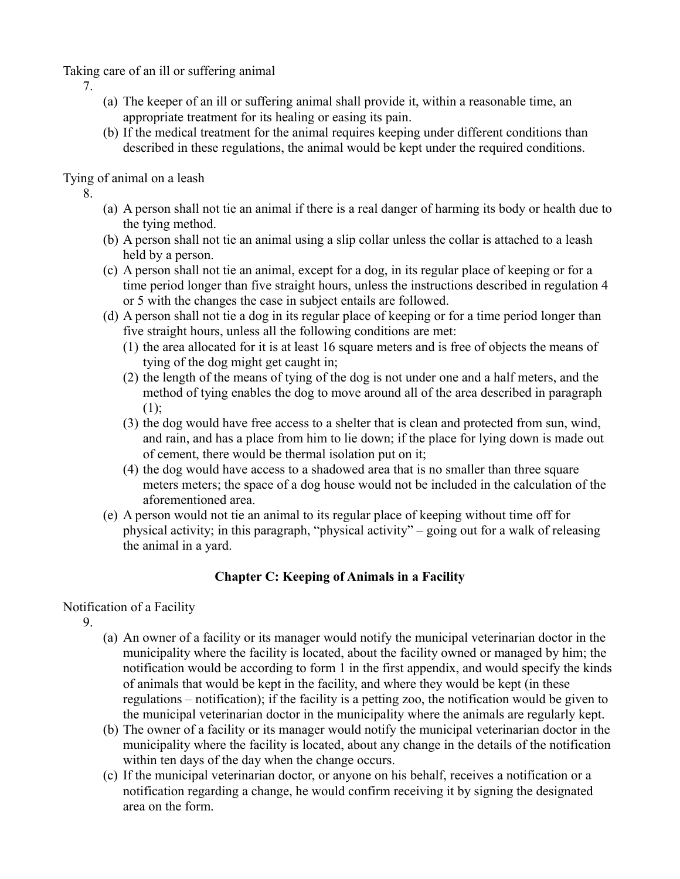Taking care of an ill or suffering animal

7.

(a) The keeper of an ill or suffering animal shall provide it, within a reasonable time, an appropriate treatment for its healing or easing its pain.

(b) If the medical treatment for the animal requires keeping under different conditions than described in these regulations, the animal would be kept under the required conditions.

Tying of animal on a leash

8.

(a) A person shall not tie an animal if there is a real danger of harming its body or health due to the tying method.

(b) A person shall not tie an animal using a slip collar unless the collar is attached to a leash held by a person.

(c) A person shall not tie an animal, except for a dog, in its regular place of keeping or for a time period longer than five straight hours, unless the instructions described in regulation 4 or 5 with the changes the case in subject entails are followed.

(d) A person shall not tie a dog in its regular place of keeping or for a time period longer than five straight hours, unless all the following conditions are met:

(1) the area allocated for it is at least 16 square meters and is free of objects the means of tying of the dog might get caught in;

(2) the length of the means of tying of the dog is not under one and a half meters, and the method of tying enables the dog to move around all of the area described in paragraph (1);

(3) the dog would have free access to a shelter that is clean and protected from sun, wind, and rain, and has a place from him to lie down; if the place for lying down is made out of cement, there would be thermal isolation put on it;

(4) the dog would have access to a shadowed area that is no smaller than three square meters meters; the space of a dog house would not be included in the calculation of the aforementioned area.

(e) A person would not tie an animal to its regular place of keeping without time off for physical activity; in this paragraph, "physical activity" – going out for a walk of releasing the animal in a yard.

## Chapter C: Keeping of Animals in a Facility

Notification of a Facility

9.

(a) An owner of a facility or its manager would notify the municipal veterinarian doctor in the municipality where the facility is located, about the facility owned or managed by him; the notification would be according to form 1 in the first appendix, and would specify the kinds of animals that would be kept in the facility, and where they would be kept (in these regulations – notification); if the facility is a petting zoo, the notification would be given to the municipal veterinarian doctor in the municipality where the animals are regularly kept.

(b) The owner of a facility or its manager would notify the municipal veterinarian doctor in the municipality where the facility is located, about any change in the details of the notification within ten days of the day when the change occurs.

(c) If the municipal veterinarian doctor, or anyone on his behalf, receives a notification or a notification regarding a change, he would confirm receiving it by signing the designated area on the form.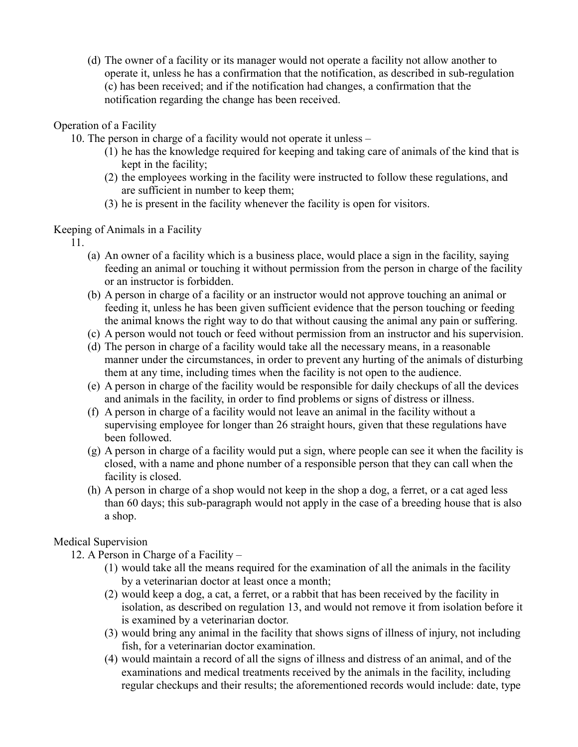(d) The owner of a facility or its manager would not operate a facility not allow another to operate it, unless he has a confirmation that the notification, as described in sub-regulation (c) has been received; and if the notification had changes, a confirmation that the notification regarding the change has been received.

Operation of a Facility

10. The person in charge of a facility would not operate it unless –
    (1) he has the knowledge required for keeping and taking care of animals of the kind that is kept in the facility;
    (2) the employees working in the facility were instructed to follow these regulations, and are sufficient in number to keep them;
    (3) he is present in the facility whenever the facility is open for visitors.

Keeping of Animals in a Facility

11.
    (a) An owner of a facility which is a business place, would place a sign in the facility, saying feeding an animal or touching it without permission from the person in charge of the facility or an instructor is forbidden.
    (b) A person in charge of a facility or an instructor would not approve touching an animal or feeding it, unless he has been given sufficient evidence that the person touching or feeding the animal knows the right way to do that without causing the animal any pain or suffering.
    (c) A person would not touch or feed without permission from an instructor and his supervision.
    (d) The person in charge of a facility would take all the necessary means, in a reasonable manner under the circumstances, in order to prevent any hurting of the animals of disturbing them at any time, including times when the facility is not open to the audience.
    (e) A person in charge of the facility would be responsible for daily checkups of all the devices and animals in the facility, in order to find problems or signs of distress or illness.
    (f) A person in charge of a facility would not leave an animal in the facility without a supervising employee for longer than 26 straight hours, given that these regulations have been followed.
    (g) A person in charge of a facility would put a sign, where people can see it when the facility is closed, with a name and phone number of a responsible person that they can call when the facility is closed.
    (h) A person in charge of a shop would not keep in the shop a dog, a ferret, or a cat aged less than 60 days; this sub-paragraph would not apply in the case of a breeding house that is also a shop.

Medical Supervision

12. A Person in Charge of a Facility –
    (1) would take all the means required for the examination of all the animals in the facility by a veterinarian doctor at least once a month;
    (2) would keep a dog, a cat, a ferret, or a rabbit that has been received by the facility in isolation, as described on regulation 13, and would not remove it from isolation before it is examined by a veterinarian doctor.
    (3) would bring any animal in the facility that shows signs of illness of injury, not including fish, for a veterinarian doctor examination.
    (4) would maintain a record of all the signs of illness and distress of an animal, and of the examinations and medical treatments received by the animals in the facility, including regular checkups and their results; the aforementioned records would include: date, type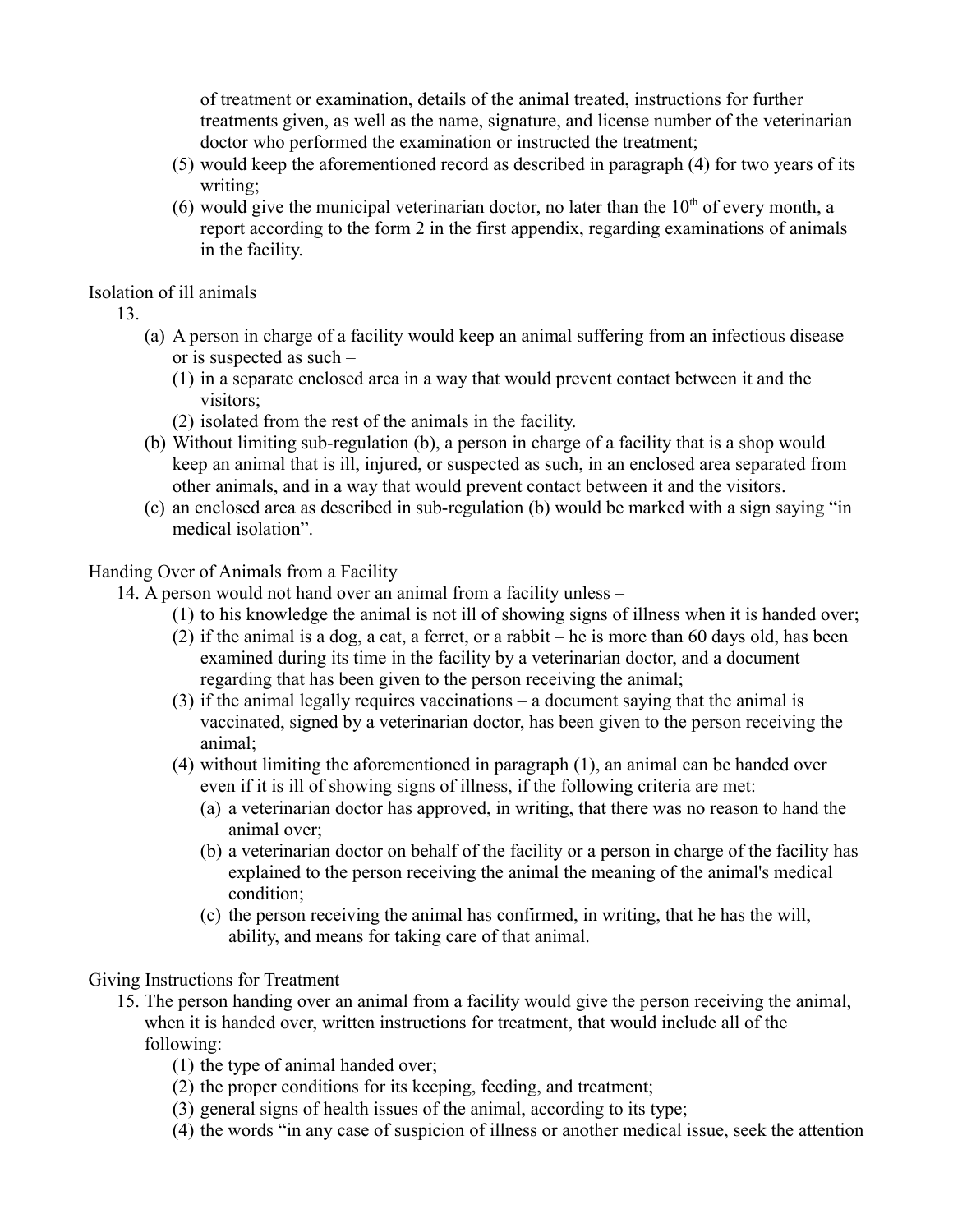of treatment or examination, details of the animal treated, instructions for further treatments given, as well as the name, signature, and license number of the veterinarian doctor who performed the examination or instructed the treatment;

(5) would keep the aforementioned record as described in paragraph (4) for two years of its writing;

(6) would give the municipal veterinarian doctor, no later than the 10th of every month, a report according to the form 2 in the first appendix, regarding examinations of animals in the facility.

Isolation of ill animals

13.

(a) A person in charge of a facility would keep an animal suffering from an infectious disease or is suspected as such –

  (1) in a separate enclosed area in a way that would prevent contact between it and the visitors;

  (2) isolated from the rest of the animals in the facility.

(b) Without limiting sub-regulation (b), a person in charge of a facility that is a shop would keep an animal that is ill, injured, or suspected as such, in an enclosed area separated from other animals, and in a way that would prevent contact between it and the visitors.

(c) an enclosed area as described in sub-regulation (b) would be marked with a sign saying "in medical isolation".

Handing Over of Animals from a Facility

14. A person would not hand over an animal from a facility unless –

  (1) to his knowledge the animal is not ill of showing signs of illness when it is handed over;

  (2) if the animal is a dog, a cat, a ferret, or a rabbit – he is more than 60 days old, has been examined during its time in the facility by a veterinarian doctor, and a document regarding that has been given to the person receiving the animal;

  (3) if the animal legally requires vaccinations – a document saying that the animal is vaccinated, signed by a veterinarian doctor, has been given to the person receiving the animal;

  (4) without limiting the aforementioned in paragraph (1), an animal can be handed over even if it is ill of showing signs of illness, if the following criteria are met:

    (a) a veterinarian doctor has approved, in writing, that there was no reason to hand the animal over;

    (b) a veterinarian doctor on behalf of the facility or a person in charge of the facility has explained to the person receiving the animal the meaning of the animal's medical condition;

    (c) the person receiving the animal has confirmed, in writing, that he has the will, ability, and means for taking care of that animal.

Giving Instructions for Treatment

15. The person handing over an animal from a facility would give the person receiving the animal, when it is handed over, written instructions for treatment, that would include all of the following:

  (1) the type of animal handed over;

  (2) the proper conditions for its keeping, feeding, and treatment;

  (3) general signs of health issues of the animal, according to its type;

  (4) the words "in any case of suspicion of illness or another medical issue, seek the attention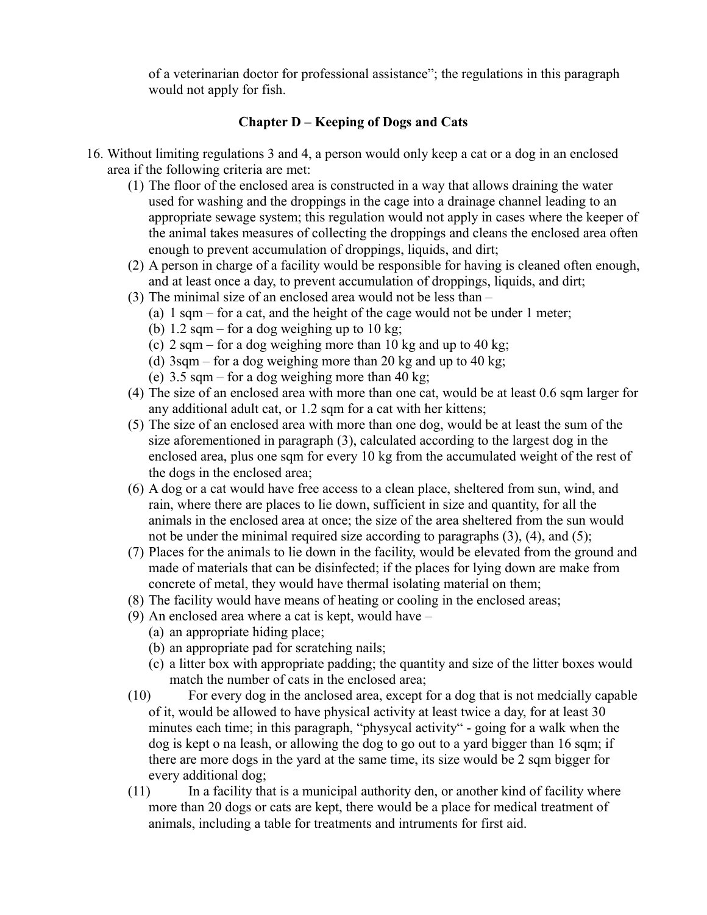of a veterinarian doctor for professional assistance"; the regulations in this paragraph would not apply for fish.

## Chapter D – Keeping of Dogs and Cats

16. Without limiting regulations 3 and 4, a person would only keep a cat or a dog in an enclosed area if the following criteria are met:
    (1) The floor of the enclosed area is constructed in a way that allows draining the water used for washing and the droppings in the cage into a drainage channel leading to an appropriate sewage system; this regulation would not apply in cases where the keeper of the animal takes measures of collecting the droppings and cleans the enclosed area often enough to prevent accumulation of droppings, liquids, and dirt;
    (2) A person in charge of a facility would be responsible for having is cleaned often enough, and at least once a day, to prevent accumulation of droppings, liquids, and dirt;
    (3) The minimal size of an enclosed area would not be less than –
        (a) 1 sqm – for a cat, and the height of the cage would not be under 1 meter;
        (b) 1.2 sqm – for a dog weighing up to 10 kg;
        (c) 2 sqm – for a dog weighing more than 10 kg and up to 40 kg;
        (d) 3sqm – for a dog weighing more than 20 kg and up to 40 kg;
        (e) 3.5 sqm – for a dog weighing more than 40 kg;
    (4) The size of an enclosed area with more than one cat, would be at least 0.6 sqm larger for any additional adult cat, or 1.2 sqm for a cat with her kittens;
    (5) The size of an enclosed area with more than one dog, would be at least the sum of the size aforementioned in paragraph (3), calculated according to the largest dog in the enclosed area, plus one sqm for every 10 kg from the accumulated weight of the rest of the dogs in the enclosed area;
    (6) A dog or a cat would have free access to a clean place, sheltered from sun, wind, and rain, where there are places to lie down, sufficient in size and quantity, for all the animals in the enclosed area at once; the size of the area sheltered from the sun would not be under the minimal required size according to paragraphs (3), (4), and (5);
    (7) Places for the animals to lie down in the facility, would be elevated from the ground and made of materials that can be disinfected; if the places for lying down are make from concrete of metal, they would have thermal isolating material on them;
    (8) The facility would have means of heating or cooling in the enclosed areas;
    (9) An enclosed area where a cat is kept, would have –
        (a) an appropriate hiding place;
        (b) an appropriate pad for scratching nails;
        (c) a litter box with appropriate padding; the quantity and size of the litter boxes would match the number of cats in the enclosed area;
    (10) For every dog in the anclosed area, except for a dog that is not medcially capable of it, would be allowed to have physical activity at least twice a day, for at least 30 minutes each time; in this paragraph, "physycal activity" - going for a walk when the dog is kept o na leash, or allowing the dog to go out to a yard bigger than 16 sqm; if there are more dogs in the yard at the same time, its size would be 2 sqm bigger for every additional dog;
    (11) In a facility that is a municipal authority den, or another kind of facility where more than 20 dogs or cats are kept, there would be a place for medical treatment of animals, including a table for treatments and intruments for first aid.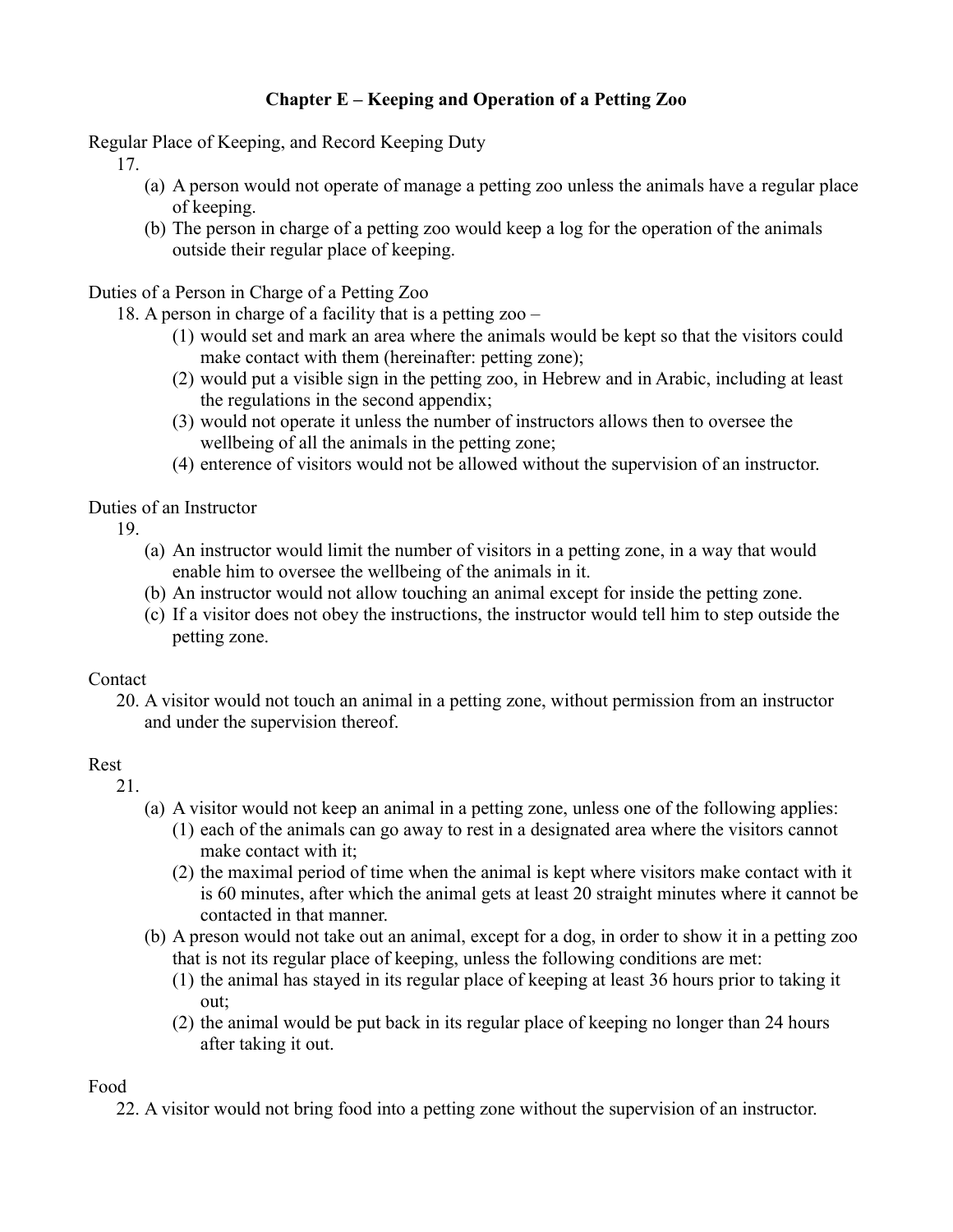## Chapter E – Keeping and Operation of a Petting Zoo

Regular Place of Keeping, and Record Keeping Duty

17.

(a) A person would not operate of manage a petting zoo unless the animals have a regular place of keeping.

(b) The person in charge of a petting zoo would keep a log for the operation of the animals outside their regular place of keeping.

Duties of a Person in Charge of a Petting Zoo

18. A person in charge of a facility that is a petting zoo –

(1) would set and mark an area where the animals would be kept so that the visitors could make contact with them (hereinafter: petting zone);

(2) would put a visible sign in the petting zoo, in Hebrew and in Arabic, including at least the regulations in the second appendix;

(3) would not operate it unless the number of instructors allows then to oversee the wellbeing of all the animals in the petting zone;

(4) enterence of visitors would not be allowed without the supervision of an instructor.

Duties of an Instructor

19.

(a) An instructor would limit the number of visitors in a petting zone, in a way that would enable him to oversee the wellbeing of the animals in it.

(b) An instructor would not allow touching an animal except for inside the petting zone.

(c) If a visitor does not obey the instructions, the instructor would tell him to step outside the petting zone.

Contact

20. A visitor would not touch an animal in a petting zone, without permission from an instructor and under the supervision thereof.

Rest

21.

(a) A visitor would not keep an animal in a petting zone, unless one of the following applies:

(1) each of the animals can go away to rest in a designated area where the visitors cannot make contact with it;

(2) the maximal period of time when the animal is kept where visitors make contact with it is 60 minutes, after which the animal gets at least 20 straight minutes where it cannot be contacted in that manner.

(b) A preson would not take out an animal, except for a dog, in order to show it in a petting zoo that is not its regular place of keeping, unless the following conditions are met:

(1) the animal has stayed in its regular place of keeping at least 36 hours prior to taking it out;

(2) the animal would be put back in its regular place of keeping no longer than 24 hours after taking it out.

Food

22. A visitor would not bring food into a petting zone without the supervision of an instructor.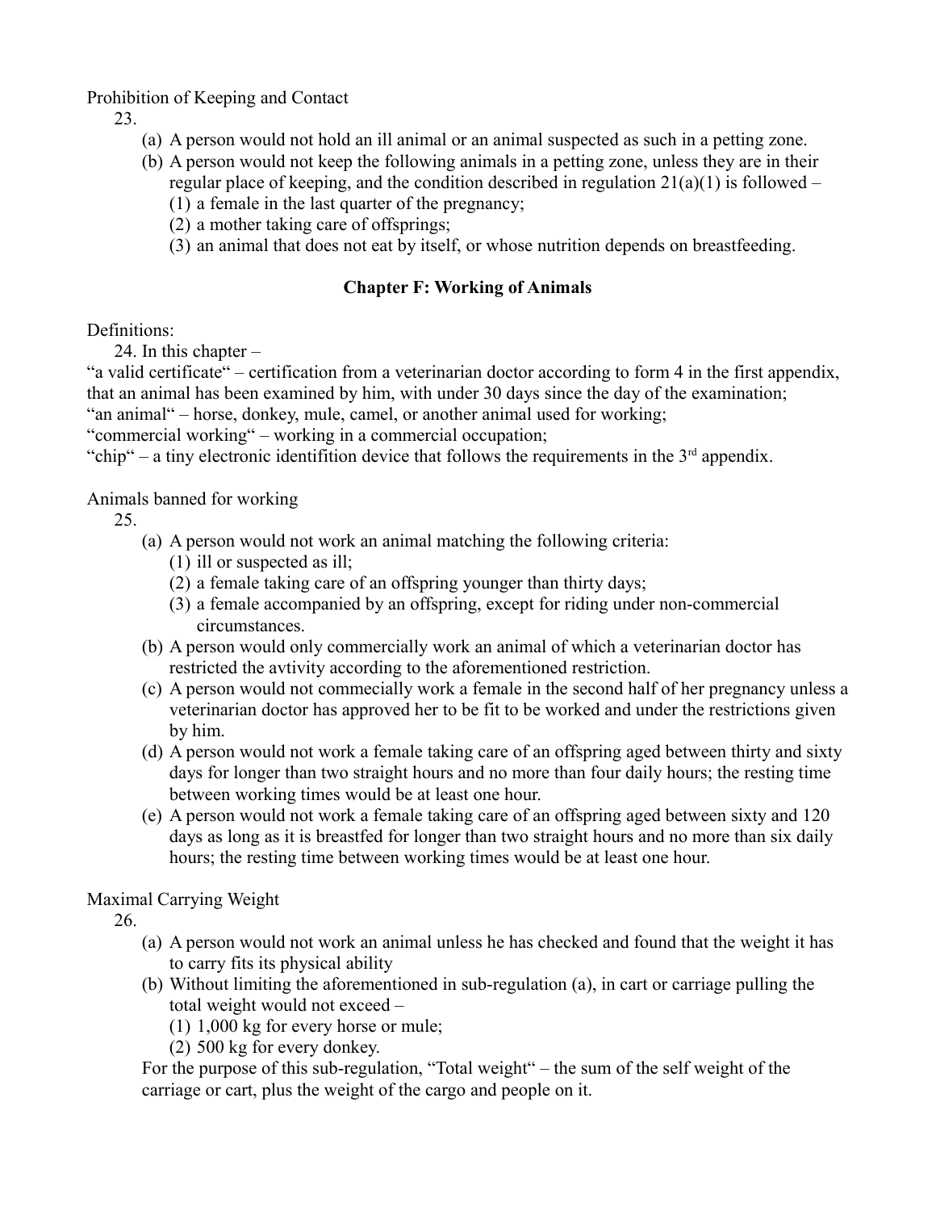Prohibition of Keeping and Contact

23.

(a) A person would not hold an ill animal or an animal suspected as such in a petting zone.

(b) A person would not keep the following animals in a petting zone, unless they are in their regular place of keeping, and the condition described in regulation 21(a)(1) is followed –

(1) a female in the last quarter of the pregnancy;

(2) a mother taking care of offsprings;

(3) an animal that does not eat by itself, or whose nutrition depends on breastfeeding.

## Chapter F: Working of Animals

Definitions:

24. In this chapter –

"a valid certificate" – certification from a veterinarian doctor according to form 4 in the first appendix, that an animal has been examined by him, with under 30 days since the day of the examination;

"an animal" – horse, donkey, mule, camel, or another animal used for working;

"commercial working" – working in a commercial occupation;

"chip" – a tiny electronic identifition device that follows the requirements in the 3rd appendix.

Animals banned for working

25.

(a) A person would not work an animal matching the following criteria:

(1) ill or suspected as ill;

(2) a female taking care of an offspring younger than thirty days;

(3) a female accompanied by an offspring, except for riding under non-commercial circumstances.

(b) A person would only commercially work an animal of which a veterinarian doctor has restricted the avtivity according to the aforementioned restriction.

(c) A person would not commecially work a female in the second half of her pregnancy unless a veterinarian doctor has approved her to be fit to be worked and under the restrictions given by him.

(d) A person would not work a female taking care of an offspring aged between thirty and sixty days for longer than two straight hours and no more than four daily hours; the resting time between working times would be at least one hour.

(e) A person would not work a female taking care of an offspring aged between sixty and 120 days as long as it is breastfed for longer than two straight hours and no more than six daily hours; the resting time between working times would be at least one hour.

Maximal Carrying Weight

26.

(a) A person would not work an animal unless he has checked and found that the weight it has to carry fits its physical ability

(b) Without limiting the aforementioned in sub-regulation (a), in cart or carriage pulling the total weight would not exceed –

(1) 1,000 kg for every horse or mule;

(2) 500 kg for every donkey.

For the purpose of this sub-regulation, "Total weight" – the sum of the self weight of the carriage or cart, plus the weight of the cargo and people on it.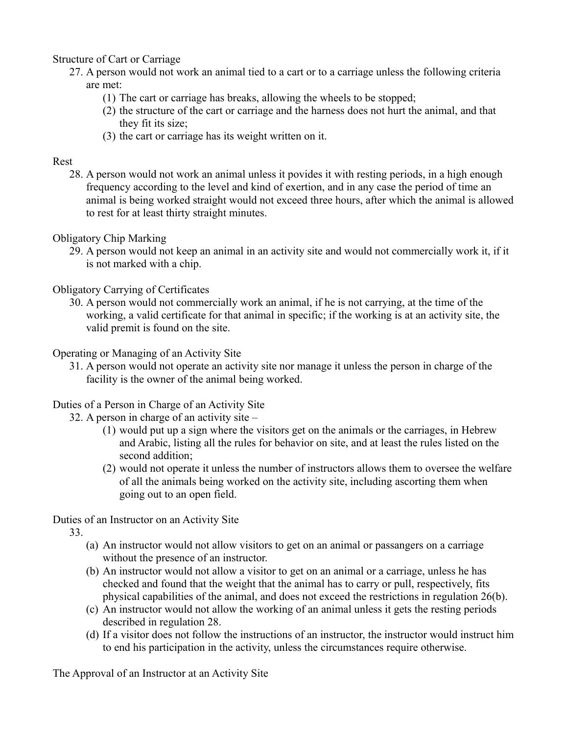Structure of Cart or Carriage

27. A person would not work an animal tied to a cart or to a carriage unless the following criteria are met:
    (1) The cart or carriage has breaks, allowing the wheels to be stopped;
    (2) the structure of the cart or carriage and the harness does not hurt the animal, and that they fit its size;
    (3) the cart or carriage has its weight written on it.

Rest

28. A person would not work an animal unless it povides it with resting periods, in a high enough frequency according to the level and kind of exertion, and in any case the period of time an animal is being worked straight would not exceed three hours, after which the animal is allowed to rest for at least thirty straight minutes.

Obligatory Chip Marking

29. A person would not keep an animal in an activity site and would not commercially work it, if it is not marked with a chip.

Obligatory Carrying of Certificates

30. A person would not commercially work an animal, if he is not carrying, at the time of the working, a valid certificate for that animal in specific; if the working is at an activity site, the valid premit is found on the site.

Operating or Managing of an Activity Site

31. A person would not operate an activity site nor manage it unless the person in charge of the facility is the owner of the animal being worked.

Duties of a Person in Charge of an Activity Site

32. A person in charge of an activity site –
    (1) would put up a sign where the visitors get on the animals or the carriages, in Hebrew and Arabic, listing all the rules for behavior on site, and at least the rules listed on the second addition;
    (2) would not operate it unless the number of instructors allows them to oversee the welfare of all the animals being worked on the activity site, including ascorting them when going out to an open field.

Duties of an Instructor on an Activity Site

33.
    (a) An instructor would not allow visitors to get on an animal or passangers on a carriage without the presence of an instructor.
    (b) An instructor would not allow a visitor to get on an animal or a carriage, unless he has checked and found that the weight that the animal has to carry or pull, respectively, fits physical capabilities of the animal, and does not exceed the restrictions in regulation 26(b).
    (c) An instructor would not allow the working of an animal unless it gets the resting periods described in regulation 28.
    (d) If a visitor does not follow the instructions of an instructor, the instructor would instruct him to end his participation in the activity, unless the circumstances require otherwise.

The Approval of an Instructor at an Activity Site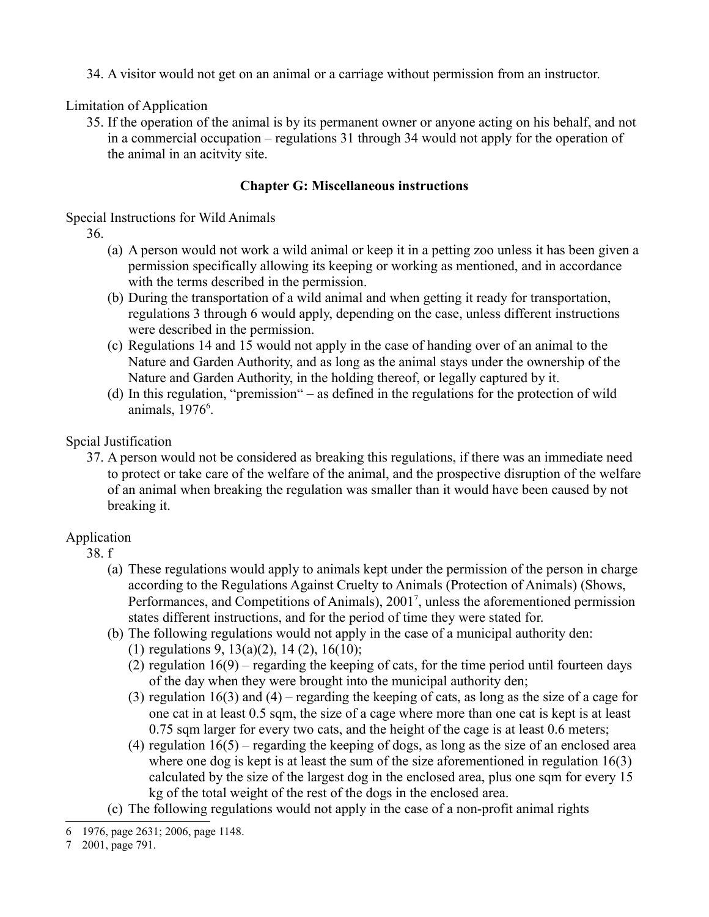34. A visitor would not get on an animal or a carriage without permission from an instructor.

Limitation of Application

35. If the operation of the animal is by its permanent owner or anyone acting on his behalf, and not in a commercial occupation – regulations 31 through 34 would not apply for the operation of the animal in an acitvity site.

## Chapter G: Miscellaneous instructions

Special Instructions for Wild Animals

36.
   (a) A person would not work a wild animal or keep it in a petting zoo unless it has been given a permission specifically allowing its keeping or working as mentioned, and in accordance with the terms described in the permission.
   (b) During the transportation of a wild animal and when getting it ready for transportation, regulations 3 through 6 would apply, depending on the case, unless different instructions were described in the permission.
   (c) Regulations 14 and 15 would not apply in the case of handing over of an animal to the Nature and Garden Authority, and as long as the animal stays under the ownership of the Nature and Garden Authority, in the holding thereof, or legally captured by it.
   (d) In this regulation, "premission" – as defined in the regulations for the protection of wild animals, 1976[6].

Spcial Justification

37. A person would not be considered as breaking this regulations, if there was an immediate need to protect or take care of the welfare of the animal, and the prospective disruption of the welfare of an animal when breaking the regulation was smaller than it would have been caused by not breaking it.

Application

38. f
   (a) These regulations would apply to animals kept under the permission of the person in charge according to the Regulations Against Cruelty to Animals (Protection of Animals) (Shows, Performances, and Competitions of Animals), 2001[7], unless the aforementioned permission states different instructions, and for the period of time they were stated for.
   (b) The following regulations would not apply in the case of a municipal authority den:
      (1) regulations 9, 13(a)(2), 14 (2), 16(10);
      (2) regulation 16(9) – regarding the keeping of cats, for the time period until fourteen days of the day when they were brought into the municipal authority den;
      (3) regulation 16(3) and (4) – regarding the keeping of cats, as long as the size of a cage for one cat in at least 0.5 sqm, the size of a cage where more than one cat is kept is at least 0.75 sqm larger for every two cats, and the height of the cage is at least 0.6 meters;
      (4) regulation 16(5) – regarding the keeping of dogs, as long as the size of an enclosed area where one dog is kept is at least the sum of the size aforementioned in regulation 16(3) calculated by the size of the largest dog in the enclosed area, plus one sqm for every 15 kg of the total weight of the rest of the dogs in the enclosed area.
   (c) The following regulations would not apply in the case of a non-profit animal rights

---

6 1976, page 2631; 2006, page 1148.

7 2001, page 791.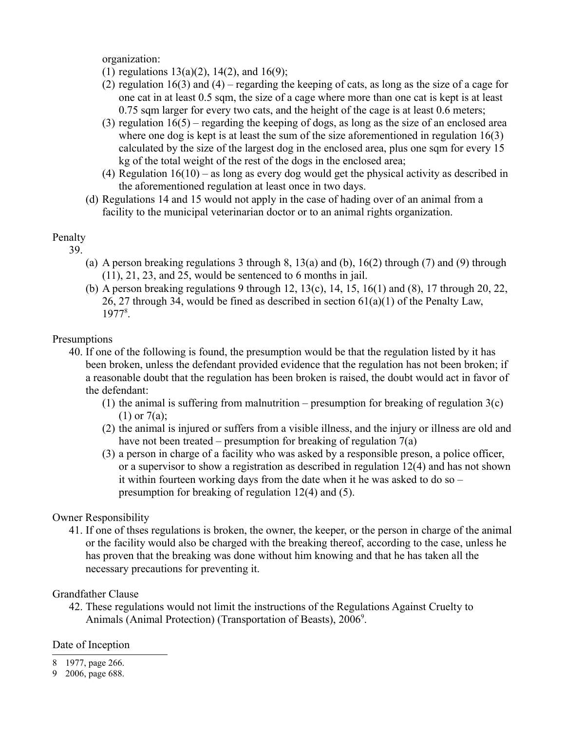organization:

(1) regulations 13(a)(2), 14(2), and 16(9);

(2) regulation 16(3) and (4) – regarding the keeping of cats, as long as the size of a cage for one cat in at least 0.5 sqm, the size of a cage where more than one cat is kept is at least 0.75 sqm larger for every two cats, and the height of the cage is at least 0.6 meters;

(3) regulation 16(5) – regarding the keeping of dogs, as long as the size of an enclosed area where one dog is kept is at least the sum of the size aforementioned in regulation 16(3) calculated by the size of the largest dog in the enclosed area, plus one sqm for every 15 kg of the total weight of the rest of the dogs in the enclosed area;

(4) Regulation 16(10) – as long as every dog would get the physical activity as described in the aforementioned regulation at least once in two days.

(d) Regulations 14 and 15 would not apply in the case of hading over of an animal from a facility to the municipal veterinarian doctor or to an animal rights organization.

Penalty

39.

(a) A person breaking regulations 3 through 8, 13(a) and (b), 16(2) through (7) and (9) through (11), 21, 23, and 25, would be sentenced to 6 months in jail.

(b) A person breaking regulations 9 through 12, 13(c), 14, 15, 16(1) and (8), 17 through 20, 22, 26, 27 through 34, would be fined as described in section 61(a)(1) of the Penalty Law, 1977[8].

Presumptions

40. If one of the following is found, the presumption would be that the regulation listed by it has been broken, unless the defendant provided evidence that the regulation has not been broken; if a reasonable doubt that the regulation has been broken is raised, the doubt would act in favor of the defendant:

(1) the animal is suffering from malnutrition – presumption for breaking of regulation 3(c)(1) or 7(a);

(2) the animal is injured or suffers from a visible illness, and the injury or illness are old and have not been treated – presumption for breaking of regulation 7(a)

(3) a person in charge of a facility who was asked by a responsible preson, a police officer, or a supervisor to show a registration as described in regulation 12(4) and has not shown it within fourteen working days from the date when it he was asked to do so – presumption for breaking of regulation 12(4) and (5).

Owner Responsibility

41. If one of thses regulations is broken, the owner, the keeper, or the person in charge of the animal or the facility would also be charged with the breaking thereof, according to the case, unless he has proven that the breaking was done without him knowing and that he has taken all the necessary precautions for preventing it.

Grandfather Clause

42. These regulations would not limit the instructions of the Regulations Against Cruelty to Animals (Animal Protection) (Transportation of Beasts), 2006[9].

Date of Inception

---

8 1977, page 266.

9 2006, page 688.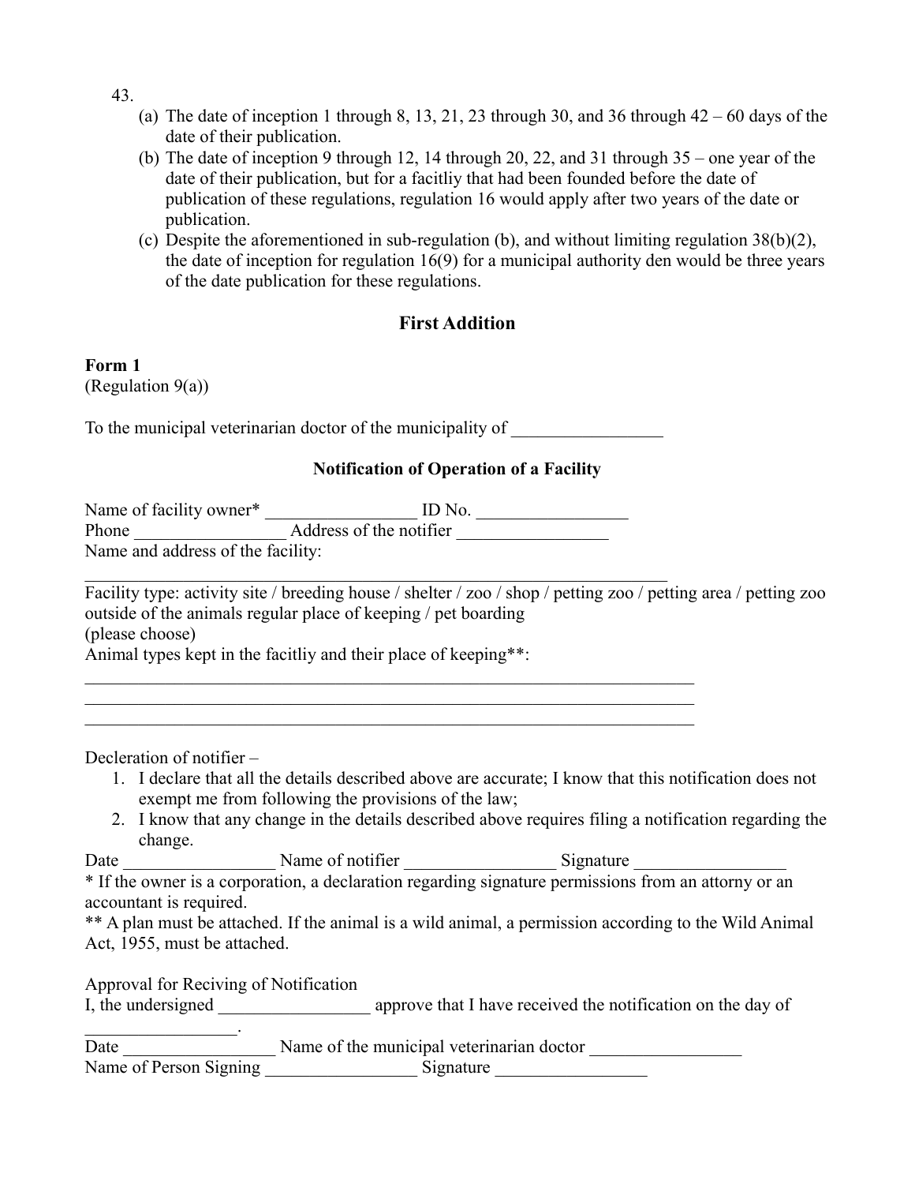43.

(a) The date of inception 1 through 8, 13, 21, 23 through 30, and 36 through 42 – 60 days of the date of their publication.

(b) The date of inception 9 through 12, 14 through 20, 22, and 31 through 35 – one year of the date of their publication, but for a facitliy that had been founded before the date of publication of these regulations, regulation 16 would apply after two years of the date or publication.

(c) Despite the aforementioned in sub-regulation (b), and without limiting regulation 38(b)(2), the date of inception for regulation 16(9) for a municipal authority den would be three years of the date publication for these regulations.

## First Addition

**Form 1**
(Regulation 9(a))

To the municipal veterinarian doctor of the municipality of _________________

### Notification of Operation of a Facility

Name of facility owner* _________________ ID No. _________________
Phone _________________ Address of the notifier _________________
Name and address of the facility:
____________________________________________________________________

Facility type: activity site / breeding house / shelter / zoo / shop / petting zoo / petting area / petting zoo outside of the animals regular place of keeping / pet boarding
(please choose)
Animal types kept in the facitliy and their place of keeping**:
______________________________________________________________________
______________________________________________________________________
______________________________________________________________________

Decleration of notifier –

1. I declare that all the details described above are accurate; I know that this notification does not exempt me from following the provisions of the law;
2. I know that any change in the details described above requires filing a notification regarding the change.

Date _________________ Name of notifier _________________ Signature _________________

* If the owner is a corporation, a declaration regarding signature permissions from an attorny or an accountant is required.
** A plan must be attached. If the animal is a wild animal, a permission according to the Wild Animal Act, 1955, must be attached.

Approval for Reciving of Notification
I, the undersigned _________________ approve that I have received the notification on the day of _________________.
Date _________________ Name of the municipal veterinarian doctor _________________
Name of Person Signing _________________ Signature _________________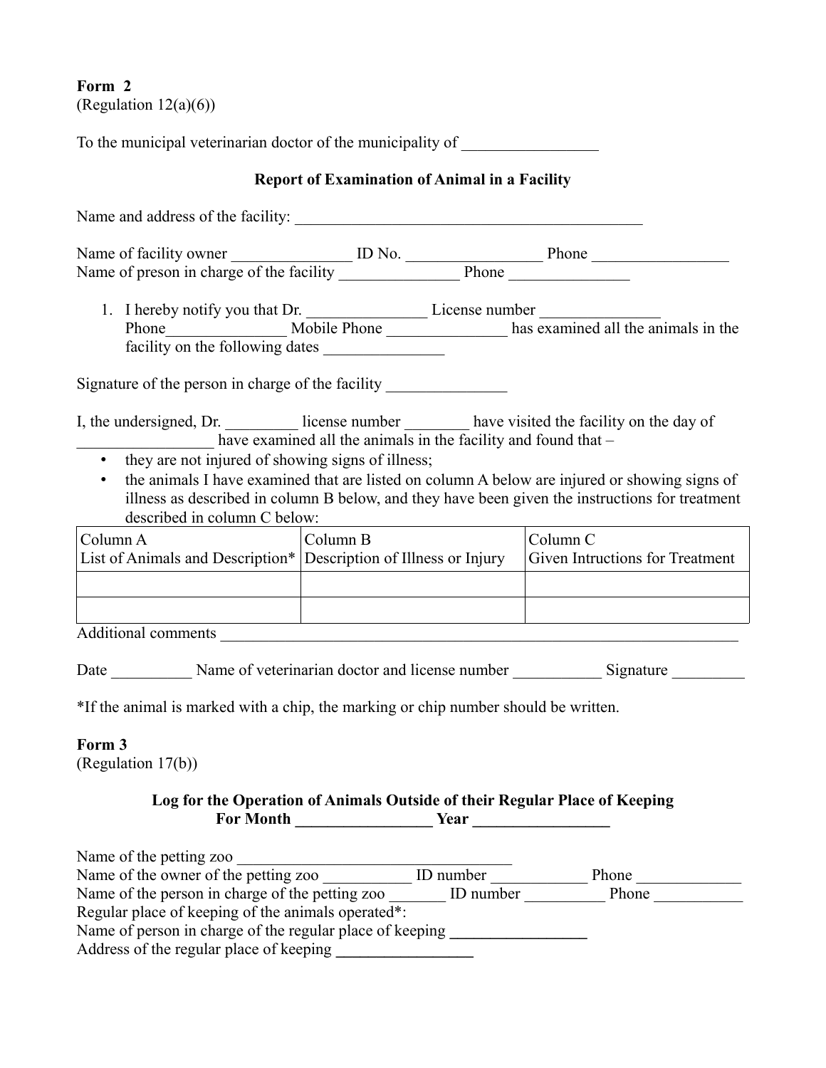**Form 2**
(Regulation 12(a)(6))

To the municipal veterinarian doctor of the municipality of _________________

### Report of Examination of Animal in a Facility

Name and address of the facility: _____________________________________________

Name of facility owner _______________ ID No. ________________ Phone _________________
Name of preson in charge of the facility _______________ Phone _______________

1. I hereby notify you that Dr. _______________ License number _______________ Phone_______________ Mobile Phone _______________ has examined all the animals in the facility on the following dates _______________

Signature of the person in charge of the facility _______________

I, the undersigned, Dr. _________ license number ________ have visited the facility on the day of _________________ have examined all the animals in the facility and found that –

- they are not injured of showing signs of illness;
- the animals I have examined that are listed on column A below are injured or showing signs of illness as described in column B below, and they have been given the instructions for treatment described in column C below:

| Column A<br>List of Animals and Description* | Column B<br>Description of Illness or Injury | Column C<br>Given Intructions for Treatment |
|---|---|---|
| | | |
| | | |

Additional comments _____________________________________________________________________

Date __________ Name of veterinarian doctor and license number ___________ Signature _________

*If the animal is marked with a chip, the marking or chip number should be written.

**Form 3**
(Regulation 17(b))

### Log for the Operation of Animals Outside of their Regular Place of Keeping For Month _________________ Year _________________

Name of the petting zoo ___________________________________
Name of the owner of the petting zoo ___________ ID number ____________ Phone _____________
Name of the person in charge of the petting zoo _______ ID number __________ Phone ___________
Regular place of keeping of the animals operated*:
Name of person in charge of the regular place of keeping _________________
Address of the regular place of keeping _________________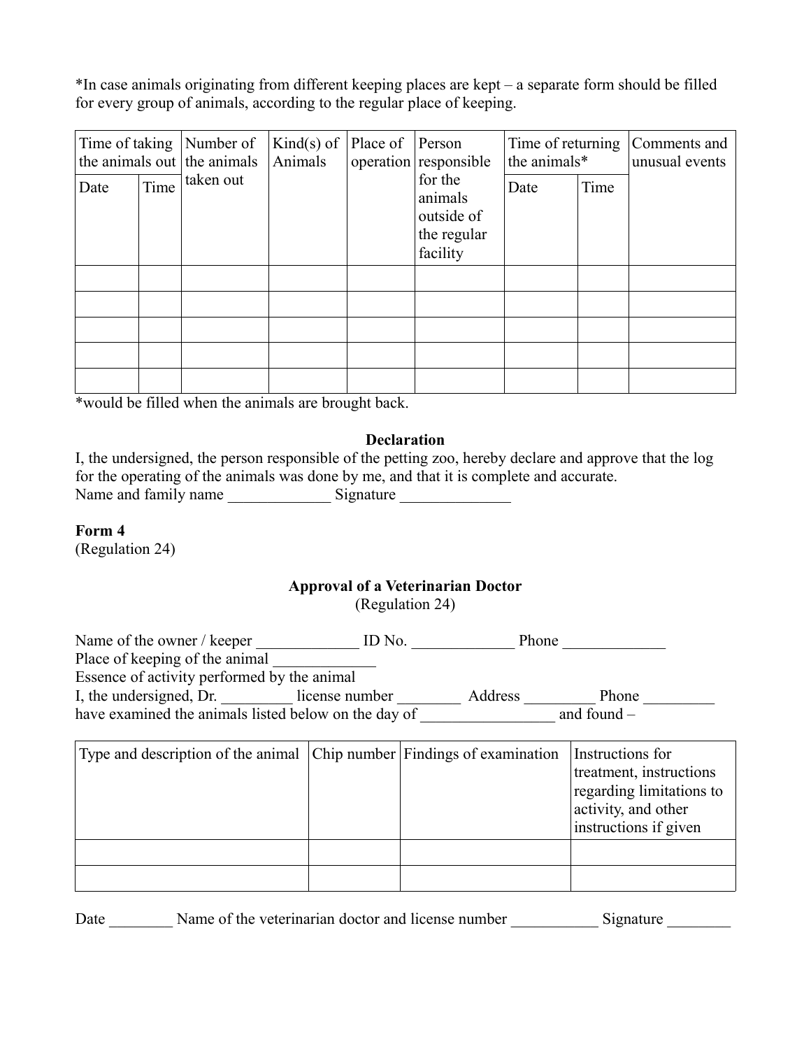*In case animals originating from different keeping places are kept – a separate form should be filled for every group of animals, according to the regular place of keeping.

| Time of taking the animals out | | Number of the animals taken out | Kind(s) of Animals | Place of operation | Person responsible for the animals outside of the regular facility | Time of returning the animals* | | Comments and unusual events |
|---|---|---|---|---|---|---|---|---|
| Date | Time | | | | | Date | Time | |
| | | | | | | | | |
| | | | | | | | | |
| | | | | | | | | |
| | | | | | | | | |
| | | | | | | | | |

*would be filled when the animals are brought back.

**Declaration**

I, the undersigned, the person responsible of the petting zoo, hereby declare and approve that the log for the operating of the animals was done by me, and that it is complete and accurate.
Name and family name _____________ Signature ______________

**Form 4**
(Regulation 24)

**Approval of a Veterinarian Doctor**
(Regulation 24)

Name of the owner / keeper _____________ ID No. _____________ Phone _____________
Place of keeping of the animal _____________
Essence of activity performed by the animal
I, the undersigned, Dr. _________ license number ________ Address _________ Phone _________
have examined the animals listed below on the day of _________________ and found –

| Type and description of the animal | Chip number | Findings of examination | Instructions for treatment, instructions regarding limitations to activity, and other instructions if given |
|---|---|---|---|
| | | | |
| | | | |

Date ________ Name of the veterinarian doctor and license number ___________ Signature ________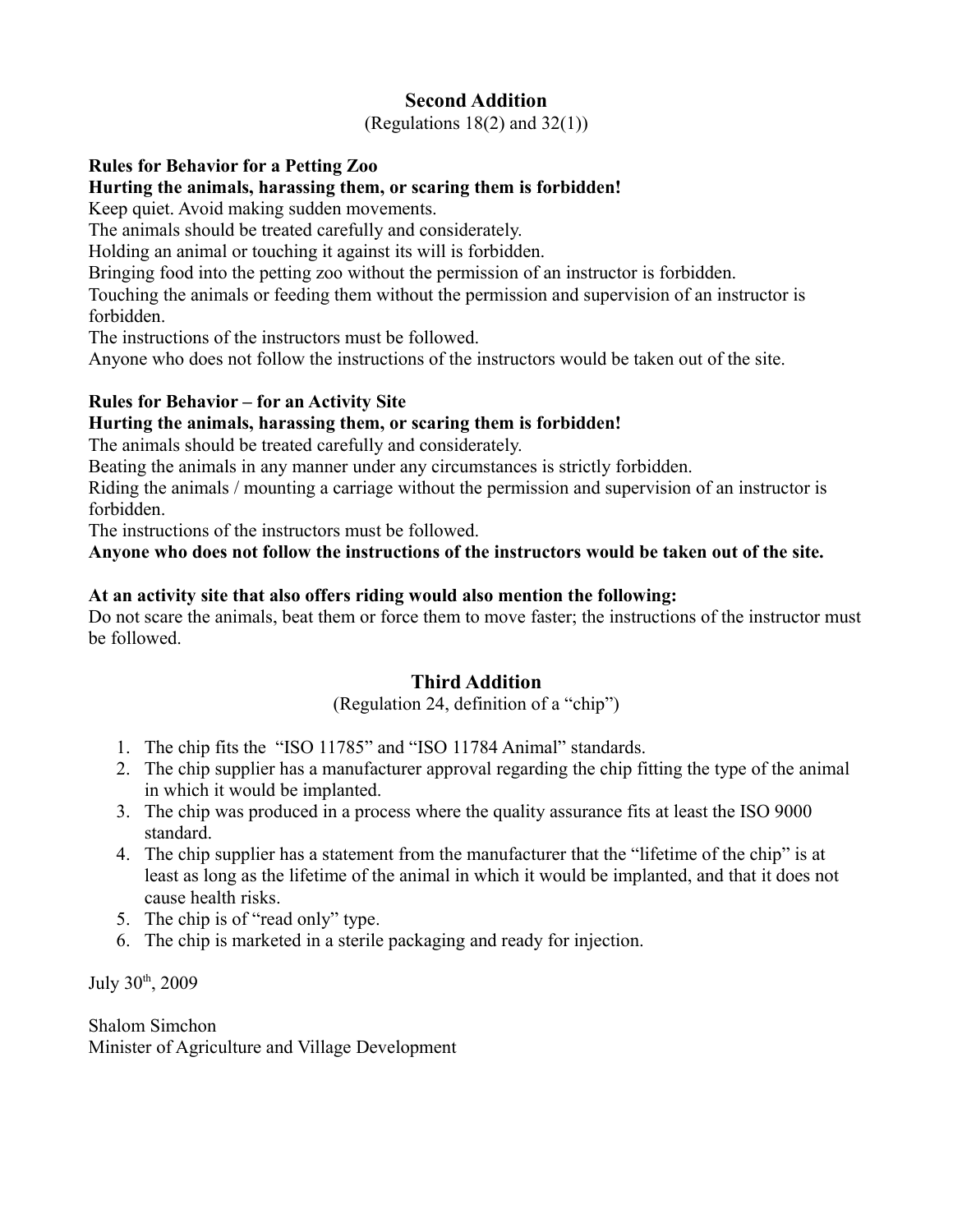## Second Addition

(Regulations 18(2) and 32(1))

**Rules for Behavior for a Petting Zoo**

**Hurting the animals, harassing them, or scaring them is forbidden!**

Keep quiet. Avoid making sudden movements.

The animals should be treated carefully and considerately.

Holding an animal or touching it against its will is forbidden.

Bringing food into the petting zoo without the permission of an instructor is forbidden.

Touching the animals or feeding them without the permission and supervision of an instructor is forbidden.

The instructions of the instructors must be followed.

Anyone who does not follow the instructions of the instructors would be taken out of the site.

**Rules for Behavior – for an Activity Site**

**Hurting the animals, harassing them, or scaring them is forbidden!**

The animals should be treated carefully and considerately.

Beating the animals in any manner under any circumstances is strictly forbidden.

Riding the animals / mounting a carriage without the permission and supervision of an instructor is forbidden.

The instructions of the instructors must be followed.

**Anyone who does not follow the instructions of the instructors would be taken out of the site.**

**At an activity site that also offers riding would also mention the following:**

Do not scare the animals, beat them or force them to move faster; the instructions of the instructor must be followed.

## Third Addition

(Regulation 24, definition of a "chip")

1. The chip fits the "ISO 11785" and "ISO 11784 Animal" standards.
2. The chip supplier has a manufacturer approval regarding the chip fitting the type of the animal in which it would be implanted.
3. The chip was produced in a process where the quality assurance fits at least the ISO 9000 standard.
4. The chip supplier has a statement from the manufacturer that the "lifetime of the chip" is at least as long as the lifetime of the animal in which it would be implanted, and that it does not cause health risks.
5. The chip is of "read only" type.
6. The chip is marketed in a sterile packaging and ready for injection.

July 30th, 2009

Shalom Simchon
Minister of Agriculture and Village Development